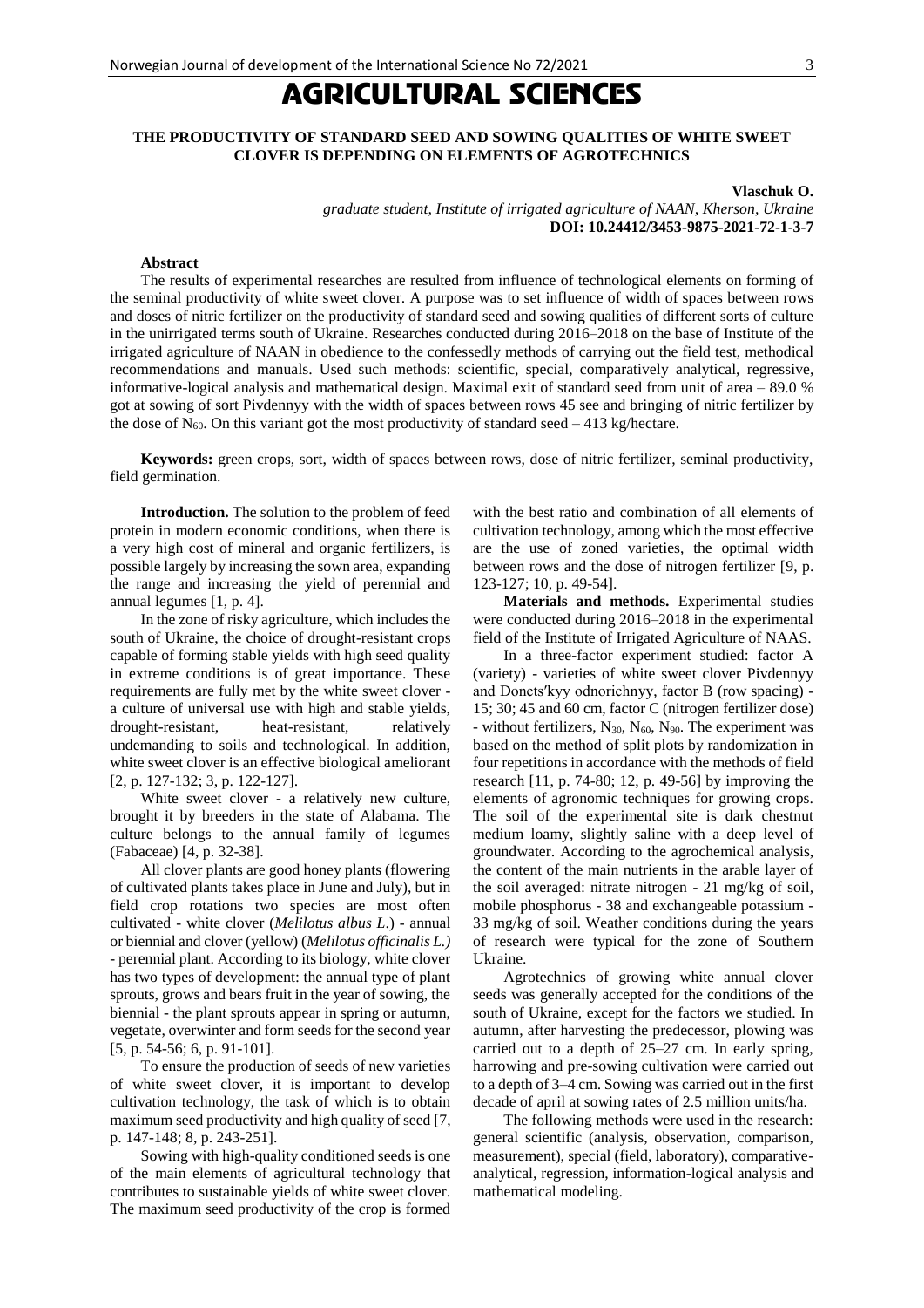# AGRICULTURAL SCIENCES

## THE PRODUCTIVITY OF STANDARD SEED AND SOWING QUALITIES OF WHITE SWEET CLOVER IS DEPENDING ON ELEMENTS OF AGROTECHNICS

**Vlaschuk O.**

*graduate student, Institute of irrigated agriculture of NAAN, Kherson, Ukraine*

**DOI: 10.24412/3453-9875-2021-72-1-3-7**

### Abstract

The results of experimental researches are resulted from influence of technological elements on forming of the seminal productivity of white sweet clover. A purpose was to set influence of width of spaces between rows and doses of nitric fertilizer on the productivity of standard seed and sowing qualities of different sorts of culture in the unirrigated terms south of Ukraine. Researches conducted during 2016–2018 on the base of Institute of the irrigated agriculture of NAAN in obedience to the confessedly methods of carrying out the field test, methodical recommendations and manuals. Used such methods: scientific, special, comparatively analytical, regressive, informative-logical analysis and mathematical design. Maximal exit of standard seed from unit of area – 89.0 % got at sowing of sort Pivdennyy with the width of spaces between rows 45 see and bringing of nitric fertilizer by the dose of $N_{60}$. On this variant got the most productivity of standard seed – 413 kg/hectare.

**Keywords:** green crops, sort, width of spaces between rows, dose of nitric fertilizer, seminal productivity, field germination.

**Introduction.** The solution to the problem of feed protein in modern economic conditions, when there is a very high cost of mineral and organic fertilizers, is possible largely by increasing the sown area, expanding the range and increasing the yield of perennial and annual legumes [1, p. 4].

In the zone of risky agriculture, which includes the south of Ukraine, the choice of drought-resistant crops capable of forming stable yields with high seed quality in extreme conditions is of great importance. These requirements are fully met by the white sweet clover - a culture of universal use with high and stable yields, drought-resistant, heat-resistant, relatively undemanding to soils and technological. In addition, white sweet clover is an effective biological ameliorant [2, p. 127-132; 3, p. 122-127].

White sweet clover - a relatively new culture, brought it by breeders in the state of Alabama. The culture belongs to the annual family of legumes (Fabaceae) [4, p. 32-38].

All clover plants are good honey plants (flowering of cultivated plants takes place in June and July), but in field crop rotations two species are most often cultivated - white clover (*Melilotus albus L.*) - annual or biennial and clover (yellow) (*Melilotus officinalis L.)* - perennial plant. According to its biology, white clover has two types of development: the annual type of plant sprouts, grows and bears fruit in the year of sowing, the biennial - the plant sprouts appear in spring or autumn, vegetate, overwinter and form seeds for the second year [5, p. 54-56; 6, p. 91-101].

To ensure the production of seeds of new varieties of white sweet clover, it is important to develop cultivation technology, the task of which is to obtain maximum seed productivity and high quality of seed [7, p. 147-148; 8, p. 243-251].

Sowing with high-quality conditioned seeds is one of the main elements of agricultural technology that contributes to sustainable yields of white sweet clover. The maximum seed productivity of the crop is formed with the best ratio and combination of all elements of cultivation technology, among which the most effective are the use of zoned varieties, the optimal width between rows and the dose of nitrogen fertilizer [9, p. 123-127; 10, p. 49-54].

**Materials and methods.** Experimental studies were conducted during 2016–2018 in the experimental field of the Institute of Irrigated Agriculture of NAAS.

In a three-factor experiment studied: factor A (variety) - varieties of white sweet clover Pivdennyy and Donets′kyy odnorichnyy, factor B (row spacing) - 15; 30; 45 and 60 cm, factor C (nitrogen fertilizer dose) - without fertilizers, $N_{30}$, $N_{60}$, $N_{90}$. The experiment was based on the method of split plots by randomization in four repetitions in accordance with the methods of field research [11, p. 74-80; 12, p. 49-56] by improving the elements of agronomic techniques for growing crops. The soil of the experimental site is dark chestnut medium loamy, slightly saline with a deep level of groundwater. According to the agrochemical analysis, the content of the main nutrients in the arable layer of the soil averaged: nitrate nitrogen - 21 mg/kg of soil, mobile phosphorus - 38 and exchangeable potassium - 33 mg/kg of soil. Weather conditions during the years of research were typical for the zone of Southern Ukraine.

Agrotechnics of growing white annual clover seeds was generally accepted for the conditions of the south of Ukraine, except for the factors we studied. In autumn, after harvesting the predecessor, plowing was carried out to a depth of 25–27 cm. In early spring, harrowing and pre-sowing cultivation were carried out to a depth of 3–4 cm. Sowing was carried out in the first decade of april at sowing rates of 2.5 million units/ha.

The following methods were used in the research: general scientific (analysis, observation, comparison, measurement), special (field, laboratory), comparative-analytical, regression, information-logical analysis and mathematical modeling.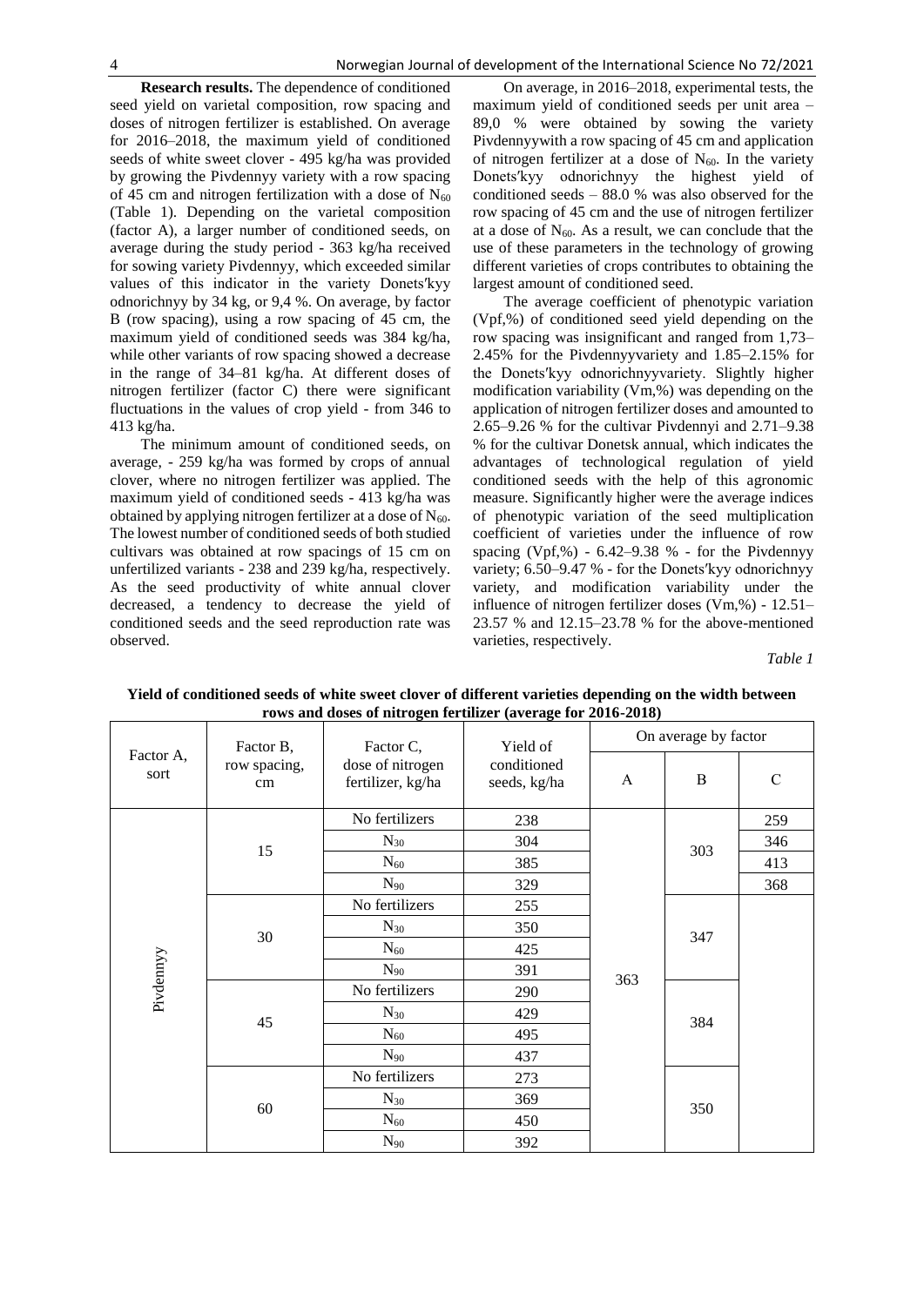**Research results.** The dependence of conditioned seed yield on varietal composition, row spacing and doses of nitrogen fertilizer is established. On average for 2016–2018, the maximum yield of conditioned seeds of white sweet clover - 495 kg/ha was provided by growing the Pivdennyy variety with a row spacing of 45 cm and nitrogen fertilization with a dose of $N_{60}$ (Table 1). Depending on the varietal composition (factor A), a larger number of conditioned seeds, on average during the study period - 363 kg/ha received for sowing variety Pivdennyy, which exceeded similar values of this indicator in the variety Donets′kyy odnorichnyy by 34 kg, or 9,4 %. On average, by factor B (row spacing), using a row spacing of 45 cm, the maximum yield of conditioned seeds was 384 kg/ha, while other variants of row spacing showed a decrease in the range of 34–81 kg/ha. At different doses of nitrogen fertilizer (factor C) there were significant fluctuations in the values of crop yield - from 346 to 413 kg/ha.

The minimum amount of conditioned seeds, on average, - 259 kg/ha was formed by crops of annual clover, where no nitrogen fertilizer was applied. The maximum yield of conditioned seeds - 413 kg/ha was obtained by applying nitrogen fertilizer at a dose of $N_{60}$. The lowest number of conditioned seeds of both studied cultivars was obtained at row spacings of 15 cm on unfertilized variants - 238 and 239 kg/ha, respectively. As the seed productivity of white annual clover decreased, a tendency to decrease the yield of conditioned seeds and the seed reproduction rate was observed.

On average, in 2016–2018, experimental tests, the maximum yield of conditioned seeds per unit area – 89,0 % were obtained by sowing the variety Pivdennyywith a row spacing of 45 cm and application of nitrogen fertilizer at a dose of $N_{60}$. In the variety Donets′kyy odnorichnyy the highest yield of conditioned seeds – 88.0 % was also observed for the row spacing of 45 cm and the use of nitrogen fertilizer at a dose of $N_{60}$. As a result, we can conclude that the use of these parameters in the technology of growing different varieties of crops contributes to obtaining the largest amount of conditioned seed.

The average coefficient of phenotypic variation (Vpf,%) of conditioned seed yield depending on the row spacing was insignificant and ranged from 1,73–2.45% for the Pivdennyyvariety and 1.85–2.15% for the Donets′kyy odnorichnyyvariety. Slightly higher modification variability (Vm,%) was depending on the application of nitrogen fertilizer doses and amounted to 2.65–9.26 % for the cultivar Pivdennyi and 2.71–9.38 % for the cultivar Donetsk annual, which indicates the advantages of technological regulation of yield conditioned seeds with the help of this agronomic measure. Significantly higher were the average indices of phenotypic variation of the seed multiplication coefficient of varieties under the influence of row spacing (Vpf,%) - 6.42–9.38 % - for the Pivdennyy variety; 6.50–9.47 % - for the Donets′kyy odnorichnyy variety, and modification variability under the influence of nitrogen fertilizer doses (Vm,%) - 12.51–23.57 % and 12.15–23.78 % for the above-mentioned varieties, respectively.

*Table 1*

**Yield of conditioned seeds of white sweet clover of different varieties depending on the width between rows and doses of nitrogen fertilizer (average for 2016-2018)**

| Factor A, sort | Factor B, row spacing, cm | Factor C, dose of nitrogen fertilizer, kg/ha | Yield of conditioned seeds, kg/ha | On average by factor | | |
|---|---|---|---|---|---|---|
| | | | | A | B | C |
| Pivdennyy | 15 | No fertilizers | 238 | 363 | 303 | 259 |
| | | $N_{30}$ | 304 | | | 346 |
| | | $N_{60}$ | 385 | | | 413 |
| | | $N_{90}$ | 329 | | | 368 |
| | 30 | No fertilizers | 255 | | 347 | |
| | | $N_{30}$ | 350 | | | |
| | | $N_{60}$ | 425 | | | |
| | | $N_{90}$ | 391 | | | |
| | 45 | No fertilizers | 290 | | 384 | |
| | | $N_{30}$ | 429 | | | |
| | | $N_{60}$ | 495 | | | |
| | | $N_{90}$ | 437 | | | |
| | 60 | No fertilizers | 273 | | 350 | |
| | | $N_{30}$ | 369 | | | |
| | | $N_{60}$ | 450 | | | |
| | | $N_{90}$ | 392 | | | |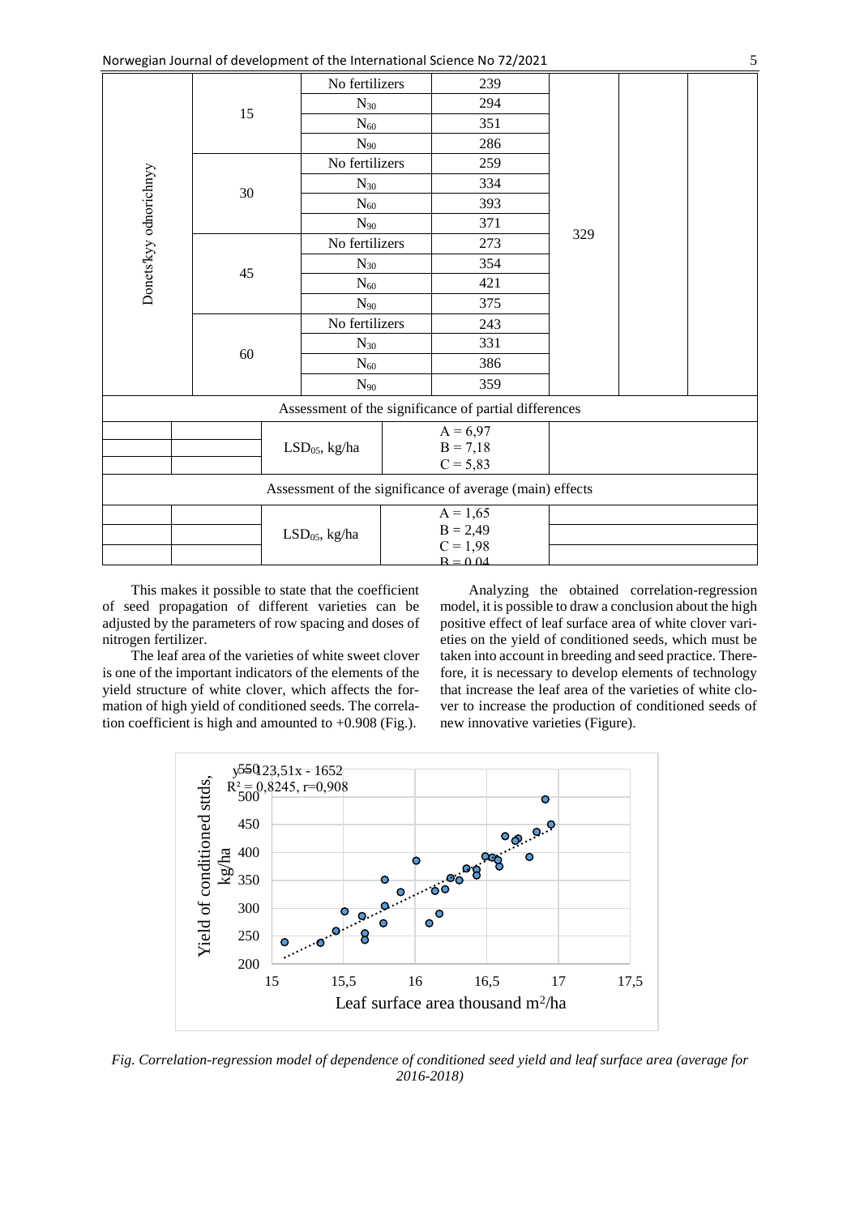| | | | | | | |
|---|---|---|---|---|---|---|
| Donets'kyy odnorichnyy | 15 | No fertilizers | 239 | 329 | | |
| | | $N_{30}$ | 294 | | | |
| | | $N_{60}$ | 351 | | | |
| | | $N_{90}$ | 286 | | | |
| | 30 | No fertilizers | 259 | | | |
| | | $N_{30}$ | 334 | | | |
| | | $N_{60}$ | 393 | | | |
| | | $N_{90}$ | 371 | | | |
| | 45 | No fertilizers | 273 | | | |
| | | $N_{30}$ | 354 | | | |
| | | $N_{60}$ | 421 | | | |
| | | $N_{90}$ | 375 | | | |
| | 60 | No fertilizers | 243 | | | |
| | | $N_{30}$ | 331 | | | |
| | | $N_{60}$ | 386 | | | |
| | | $N_{90}$ | 359 | | | |
| Assessment of the significance of partial differences | | | | | | |
| | | $LSD_{05}$, kg/ha | A = 6,97<br>B = 7,18<br>C = 5,83 | | | |
| Assessment of the significance of average (main) effects | | | | | | |
| | | $LSD_{05}$, kg/ha | A = 1,65<br>B = 2,49<br>C = 1,98<br>B = 0,04 | | | |

This makes it possible to state that the coefficient of seed propagation of different varieties can be adjusted by the parameters of row spacing and doses of nitrogen fertilizer.

The leaf area of the varieties of white sweet clover is one of the important indicators of the elements of the yield structure of white clover, which affects the formation of high yield of conditioned seeds. The correlation coefficient is high and amounted to +0.908 (Fig.).

Analyzing the obtained correlation-regression model, it is possible to draw a conclusion about the high positive effect of leaf surface area of white clover varieties on the yield of conditioned seeds, which must be taken into account in breeding and seed practice. Therefore, it is necessary to develop elements of technology that increase the leaf area of the varieties of white clover to increase the production of conditioned seeds of new innovative varieties (Figure).

y = 123,51x - 1652
$R^2$ = 0,8245, r=0,908
Yield of conditioned sttds, kg/ha
550
500
450
400
350
300
250
200
15
15,5
16
16,5
17
17,5
Leaf surface area thousand m²/ha

*Fig. Correlation-regression model of dependence of conditioned seed yield and leaf surface area (average for 2016-2018)*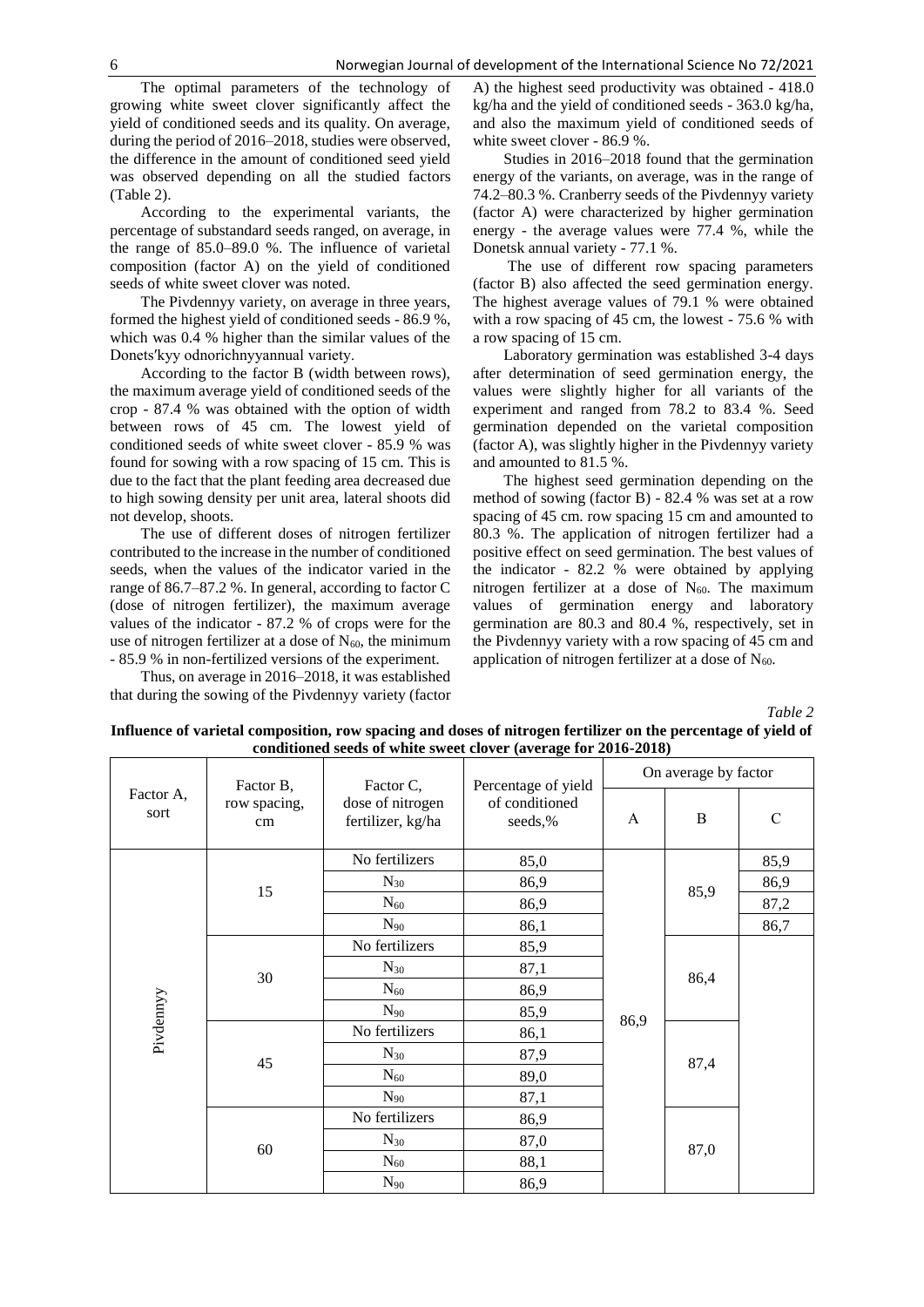The optimal parameters of the technology of growing white sweet clover significantly affect the yield of conditioned seeds and its quality. On average, during the period of 2016–2018, studies were observed, the difference in the amount of conditioned seed yield was observed depending on all the studied factors (Table 2).

According to the experimental variants, the percentage of substandard seeds ranged, on average, in the range of 85.0–89.0 %. The influence of varietal composition (factor A) on the yield of conditioned seeds of white sweet clover was noted.

The Pivdennyy variety, on average in three years, formed the highest yield of conditioned seeds - 86.9 %, which was 0.4 % higher than the similar values of the Donets′kyy odnorichnyyannual variety.

According to the factor B (width between rows), the maximum average yield of conditioned seeds of the crop - 87.4 % was obtained with the option of width between rows of 45 cm. The lowest yield of conditioned seeds of white sweet clover - 85.9 % was found for sowing with a row spacing of 15 cm. This is due to the fact that the plant feeding area decreased due to high sowing density per unit area, lateral shoots did not develop, shoots.

The use of different doses of nitrogen fertilizer contributed to the increase in the number of conditioned seeds, when the values of the indicator varied in the range of 86.7–87.2 %. In general, according to factor C (dose of nitrogen fertilizer), the maximum average values of the indicator - 87.2 % of crops were for the use of nitrogen fertilizer at a dose of $N_{60}$, the minimum - 85.9 % in non-fertilized versions of the experiment.

Thus, on average in 2016–2018, it was established that during the sowing of the Pivdennyy variety (factor A) the highest seed productivity was obtained - 418.0 kg/ha and the yield of conditioned seeds - 363.0 kg/ha, and also the maximum yield of conditioned seeds of white sweet clover - 86.9 %.

Studies in 2016–2018 found that the germination energy of the variants, on average, was in the range of 74.2–80.3 %. Cranberry seeds of the Pivdennyy variety (factor A) were characterized by higher germination energy - the average values were 77.4 %, while the Donetsk annual variety - 77.1 %.

The use of different row spacing parameters (factor B) also affected the seed germination energy. The highest average values of 79.1 % were obtained with a row spacing of 45 cm, the lowest - 75.6 % with a row spacing of 15 cm.

Laboratory germination was established 3-4 days after determination of seed germination energy, the values were slightly higher for all variants of the experiment and ranged from 78.2 to 83.4 %. Seed germination depended on the varietal composition (factor A), was slightly higher in the Pivdennyy variety and amounted to 81.5 %.

The highest seed germination depending on the method of sowing (factor B) - 82.4 % was set at a row spacing of 45 cm. row spacing 15 cm and amounted to 80.3 %. The application of nitrogen fertilizer had a positive effect on seed germination. The best values of the indicator - 82.2 % were obtained by applying nitrogen fertilizer at a dose of $N_{60}$. The maximum values of germination energy and laboratory germination are 80.3 and 80.4 %, respectively, set in the Pivdennyy variety with a row spacing of 45 cm and application of nitrogen fertilizer at a dose of $N_{60}$.

*Table 2*

**Influence of varietal composition, row spacing and doses of nitrogen fertilizer on the percentage of yield of conditioned seeds of white sweet clover (average for 2016-2018)**

| Factor A, sort | Factor B, row spacing, cm | Factor C, dose of nitrogen fertilizer, kg/ha | Percentage of yield of conditioned seeds,% | On average by factor | | |
|---|---|---|---|---|---|---|
| | | | | A | B | C |
| Pivdennyy | 15 | No fertilizers | 85,0 | 86,9 | 85,9 | 85,9 |
| | | $N_{30}$ | 86,9 | | | 86,9 |
| | | $N_{60}$ | 86,9 | | | 87,2 |
| | | $N_{90}$ | 86,1 | | | 86,7 |
| | 30 | No fertilizers | 85,9 | | 86,4 | |
| | | $N_{30}$ | 87,1 | | | |
| | | $N_{60}$ | 86,9 | | | |
| | | $N_{90}$ | 85,9 | | | |
| | 45 | No fertilizers | 86,1 | | 87,4 | |
| | | $N_{30}$ | 87,9 | | | |
| | | $N_{60}$ | 89,0 | | | |
| | | $N_{90}$ | 87,1 | | | |
| | 60 | No fertilizers | 86,9 | | 87,0 | |
| | | $N_{30}$ | 87,0 | | | |
| | | $N_{60}$ | 88,1 | | | |
| | | $N_{90}$ | 86,9 | | | |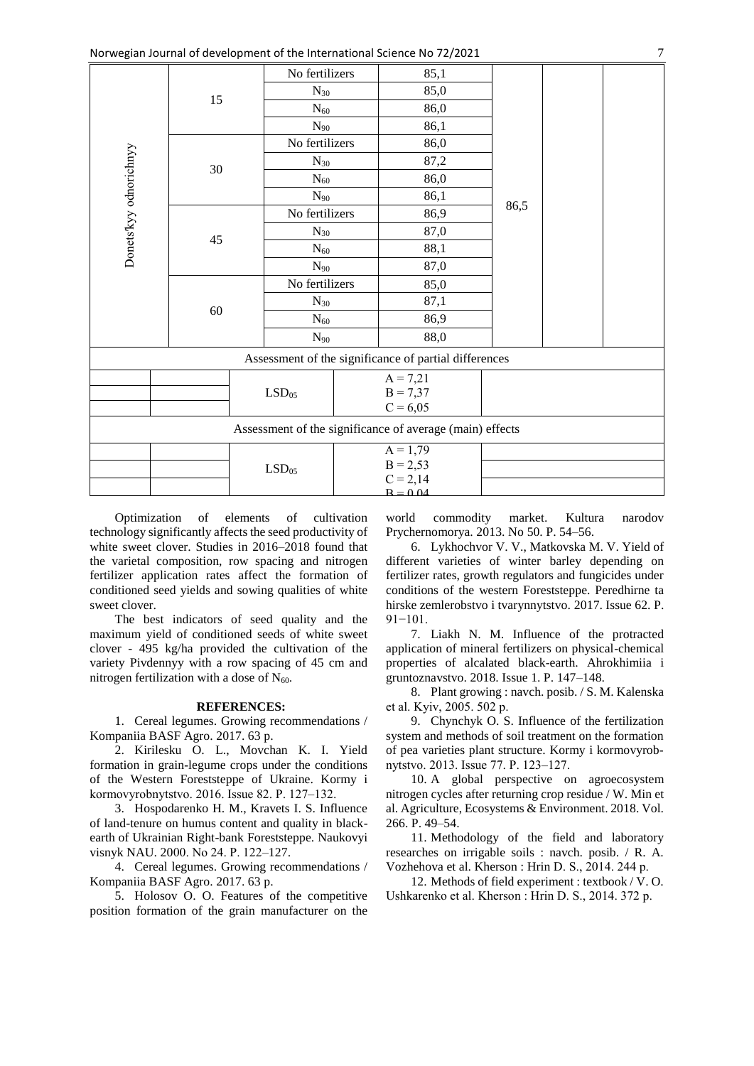| | | | | | | |
|---|---|---|---|---|---|---|
| Donets'kyy odnorichnyy | 15 | No fertilizers | 85,1 | 86,5 | | |
| | | $N_{30}$ | 85,0 | | | |
| | | $N_{60}$ | 86,0 | | | |
| | | $N_{90}$ | 86,1 | | | |
| | 30 | No fertilizers | 86,0 | | | |
| | | $N_{30}$ | 87,2 | | | |
| | | $N_{60}$ | 86,0 | | | |
| | | $N_{90}$ | 86,1 | | | |
| | 45 | No fertilizers | 86,9 | | | |
| | | $N_{30}$ | 87,0 | | | |
| | | $N_{60}$ | 88,1 | | | |
| | | $N_{90}$ | 87,0 | | | |
| | 60 | No fertilizers | 85,0 | | | |
| | | $N_{30}$ | 87,1 | | | |
| | | $N_{60}$ | 86,9 | | | |
| | | $N_{90}$ | 88,0 | | | |
| Assessment of the significance of partial differences | | | | | | |
| | | $LSD_{05}$ | A = 7,21<br>B = 7,37<br>C = 6,05 | | | |
| Assessment of the significance of average (main) effects | | | | | | |
| | | $LSD_{05}$ | A = 1,79<br>B = 2,53<br>C = 2,14<br>B = 0,04 | | | |

Optimization of elements of cultivation technology significantly affects the seed productivity of white sweet clover. Studies in 2016–2018 found that the varietal composition, row spacing and nitrogen fertilizer application rates affect the formation of conditioned seed yields and sowing qualities of white sweet clover.

The best indicators of seed quality and the maximum yield of conditioned seeds of white sweet clover - 495 kg/ha provided the cultivation of the variety Pivdennyy with a row spacing of 45 cm and nitrogen fertilization with a dose of $N_{60}$.

## REFERENCES:

1. Cereal legumes. Growing recommendations / Kompaniia BASF Agro. 2017. 63 p.
2. Kirilesku O. L., Movchan K. I. Yield formation in grain-legume crops under the conditions of the Western Foreststeppe of Ukraine. Kormy i kormovyrobnytstvo. 2016. Issue 82. P. 127–132.
3. Hospodarenko H. M., Kravets I. S. Influence of land-tenure on humus content and quality in black-earth of Ukrainian Right-bank Foreststeppe. Naukovyi visnyk NAU. 2000. No 24. P. 122–127.
4. Cereal legumes. Growing recommendations / Kompaniia BASF Agro. 2017. 63 p.
5. Holosov O. O. Features of the competitive position formation of the grain manufacturer on the world commodity market. Kultura narodov Prychernomorya. 2013. No 50. P. 54–56.
6. Lykhochvor V. V., Matkovska M. V. Yield of different varieties of winter barley depending on fertilizer rates, growth regulators and fungicides under conditions of the western Foreststeppe. Peredhirne ta hirske zemlerobstvo i tvarynnytstvo. 2017. Issue 62. P. 91−101.
7. Liakh N. M. Influence of the protracted application of mineral fertilizers on physical-chemical properties of alcalated black-earth. Ahrokhimiia i gruntoznavstvo. 2018. Issue 1. P. 147–148.
8. Plant growing : navch. posib. / S. M. Kalenska et al. Kyiv, 2005. 502 p.
9. Chynchyk O. S. Influence of the fertilization system and methods of soil treatment on the formation of pea varieties plant structure. Kormy i kormovyrobnytstvo. 2013. Issue 77. P. 123–127.
10. A global perspective on agroecosystem nitrogen cycles after returning crop residue / W. Min et al. Agriculture, Ecosystems & Environment. 2018. Vol. 266. P. 49–54.
11. Methodology of the field and laboratory researches on irrigable soils : navch. posib. / R. A. Vozhehova et al. Kherson : Hrin D. S., 2014. 244 p.
12. Methods of field experiment : textbook / V. O. Ushkarenko et al. Kherson : Hrin D. S., 2014. 372 p.